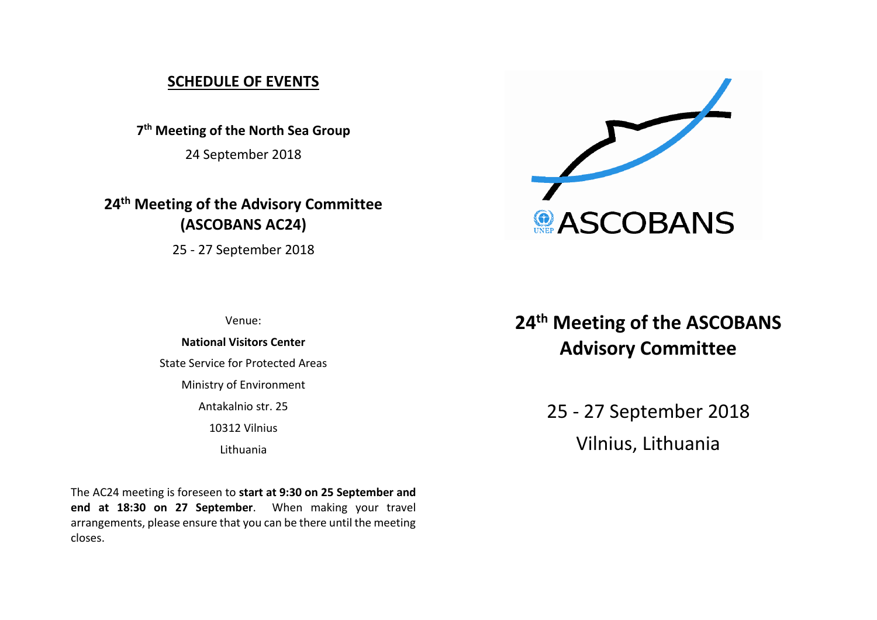## SCHEDULE OF EVENTS

**7th Meeting of the North Sea Group**

24 September 2018

**24th Meeting of the Advisory Committee (ASCOBANS AC24)**

25 - 27 September 2018

Venue:

**National Visitors Center**

State Service for Protected Areas

Ministry of Environment

Antakalnio str. 25

10312 Vilnius

Lithuania

The AC24 meeting is foreseen to **start at 9:30 on 25 September and end at 18:30 on 27 September**. When making your travel arrangements, please ensure that you can be there until the meeting closes.

UNEP ASCOBANS

# 24th Meeting of the ASCOBANS Advisory Committee

25 - 27 September 2018

Vilnius, Lithuania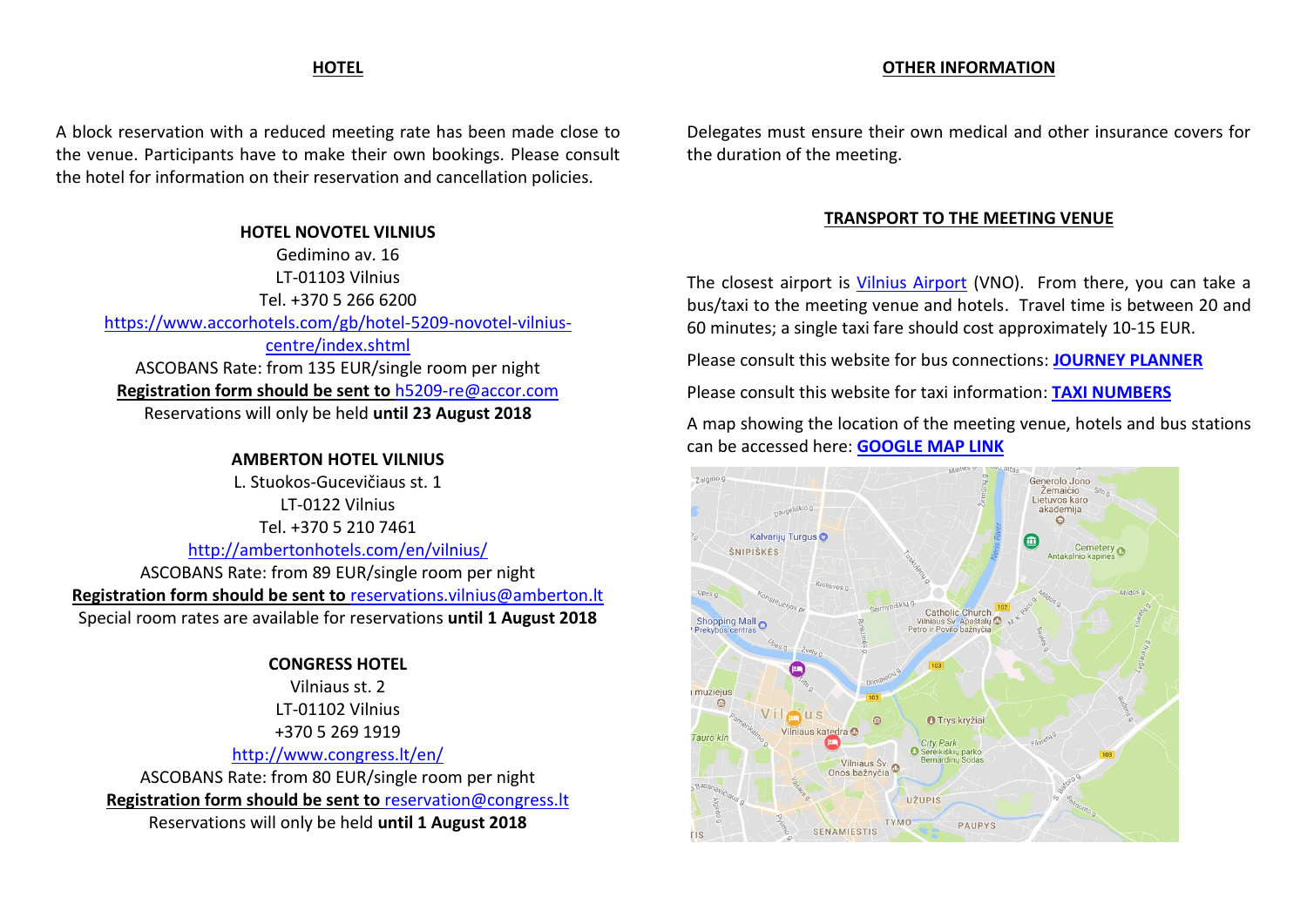## HOTEL

A block reservation with a reduced meeting rate has been made close to the venue. Participants have to make their own bookings. Please consult the hotel for information on their reservation and cancellation policies.

**HOTEL NOVOTEL VILNIUS**
Gedimino av. 16
LT-01103 Vilnius
Tel. +370 5 266 6200
https://www.accorhotels.com/gb/hotel-5209-novotel-vilnius-centre/index.shtml
ASCOBANS Rate: from 135 EUR/single room per night
**Registration form should be sent to** h5209-re@accor.com
Reservations will only be held **until 23 August 2018**

**AMBERTON HOTEL VILNIUS**
L. Stuokos-Gucevičiaus st. 1
LT-0122 Vilnius
Tel. +370 5 210 7461
http://ambertonhotels.com/en/vilnius/
ASCOBANS Rate: from 89 EUR/single room per night
**Registration form should be sent to** reservations.vilnius@amberton.lt
Special room rates are available for reservations **until 1 August 2018**

**CONGRESS HOTEL**
Vilniaus st. 2
LT-01102 Vilnius
+370 5 269 1919
http://www.congress.lt/en/
ASCOBANS Rate: from 80 EUR/single room per night
**Registration form should be sent to** reservation@congress.lt
Reservations will only be held **until 1 August 2018**

## OTHER INFORMATION

Delegates must ensure their own medical and other insurance covers for the duration of the meeting.

## TRANSPORT TO THE MEETING VENUE

The closest airport is Vilnius Airport (VNO). From there, you can take a bus/taxi to the meeting venue and hotels. Travel time is between 20 and 60 minutes; a single taxi fare should cost approximately 10-15 EUR.

Please consult this website for bus connections: **JOURNEY PLANNER**

Please consult this website for taxi information: **TAXI NUMBERS**

A map showing the location of the meeting venue, hotels and bus stations can be accessed here: **GOOGLE MAP LINK**